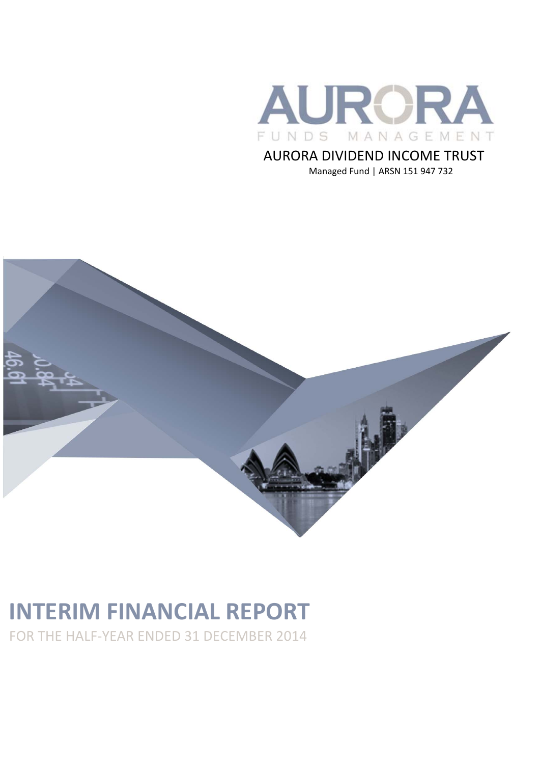AURORA

FUNDS MANAGEMENT

AURORA DIVIDEND INCOME TRUST

Managed Fund | ARSN 151 947 732

# INTERIM FINANCIAL REPORT

FOR THE HALF-YEAR ENDED 31 DECEMBER 2014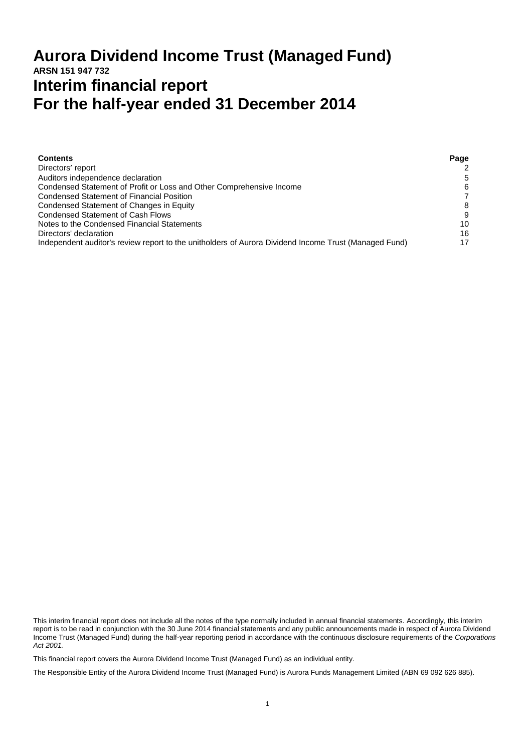# Aurora Dividend Income Trust (Managed Fund)

**ARSN 151 947 732**

# Interim financial report

# For the half-year ended 31 December 2014

| **Contents** | **Page** |
|---|---|
| Directors' report | 2 |
| Auditors independence declaration | 5 |
| Condensed Statement of Profit or Loss and Other Comprehensive Income | 6 |
| Condensed Statement of Financial Position | 7 |
| Condensed Statement of Changes in Equity | 8 |
| Condensed Statement of Cash Flows | 9 |
| Notes to the Condensed Financial Statements | 10 |
| Directors' declaration | 16 |
| Independent auditor's review report to the unitholders of Aurora Dividend Income Trust (Managed Fund) | 17 |

This interim financial report does not include all the notes of the type normally included in annual financial statements. Accordingly, this interim report is to be read in conjunction with the 30 June 2014 financial statements and any public announcements made in respect of Aurora Dividend Income Trust (Managed Fund) during the half-year reporting period in accordance with the continuous disclosure requirements of the *Corporations Act 2001.*

This financial report covers the Aurora Dividend Income Trust (Managed Fund) as an individual entity.

The Responsible Entity of the Aurora Dividend Income Trust (Managed Fund) is Aurora Funds Management Limited (ABN 69 092 626 885).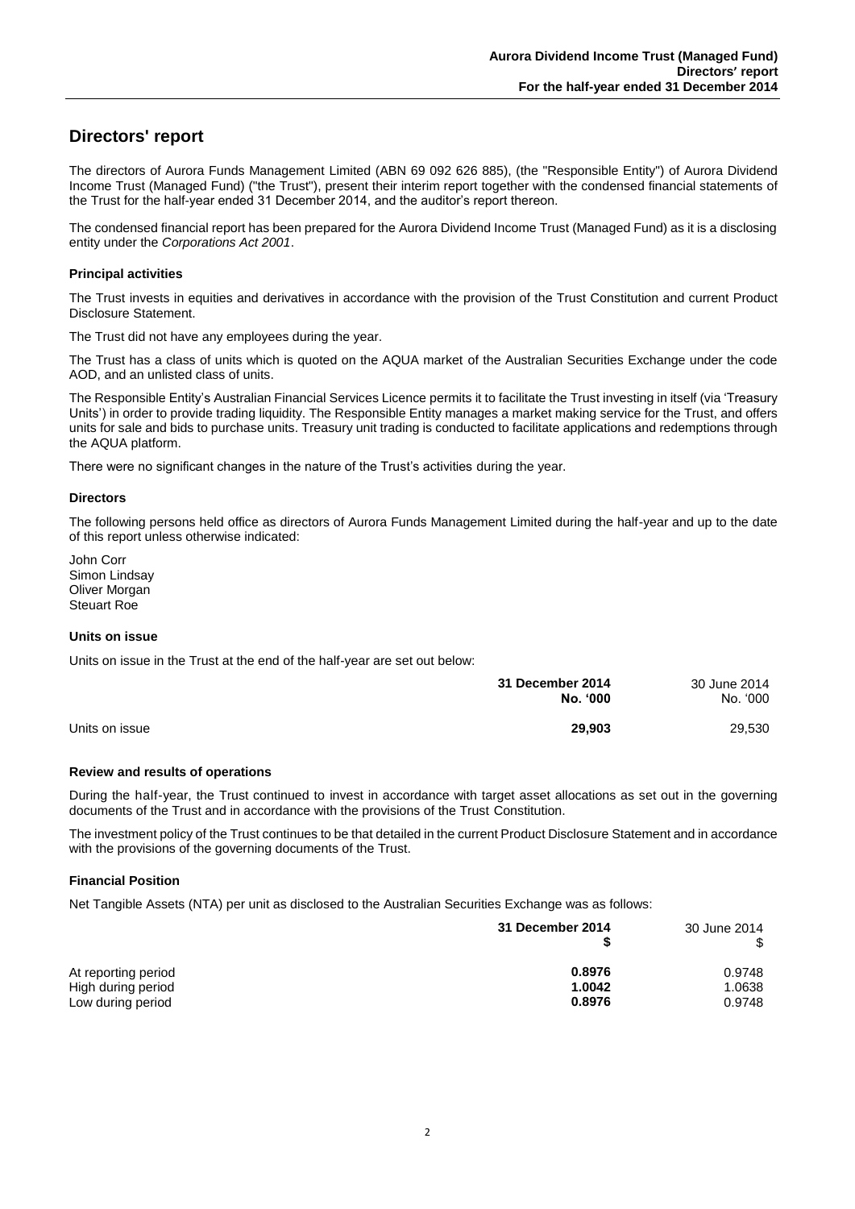# Directors' report

The directors of Aurora Funds Management Limited (ABN 69 092 626 885), (the "Responsible Entity") of Aurora Dividend Income Trust (Managed Fund) ("the Trust"), present their interim report together with the condensed financial statements of the Trust for the half-year ended 31 December 2014, and the auditor's report thereon.

The condensed financial report has been prepared for the Aurora Dividend Income Trust (Managed Fund) as it is a disclosing entity under the *Corporations Act 2001*.

### Principal activities

The Trust invests in equities and derivatives in accordance with the provision of the Trust Constitution and current Product Disclosure Statement.

The Trust did not have any employees during the year.

The Trust has a class of units which is quoted on the AQUA market of the Australian Securities Exchange under the code AOD, and an unlisted class of units.

The Responsible Entity's Australian Financial Services Licence permits it to facilitate the Trust investing in itself (via 'Treasury Units') in order to provide trading liquidity. The Responsible Entity manages a market making service for the Trust, and offers units for sale and bids to purchase units. Treasury unit trading is conducted to facilitate applications and redemptions through the AQUA platform.

There were no significant changes in the nature of the Trust's activities during the year.

### Directors

The following persons held office as directors of Aurora Funds Management Limited during the half-year and up to the date of this report unless otherwise indicated:

John Corr
Simon Lindsay
Oliver Morgan
Steuart Roe

### Units on issue

Units on issue in the Trust at the end of the half-year are set out below:

| | **31 December 2014 No. '000** | 30 June 2014 No. '000 |
|---|---|---|
| Units on issue | **29,903** | 29,530 |

### Review and results of operations

During the half-year, the Trust continued to invest in accordance with target asset allocations as set out in the governing documents of the Trust and in accordance with the provisions of the Trust Constitution.

The investment policy of the Trust continues to be that detailed in the current Product Disclosure Statement and in accordance with the provisions of the governing documents of the Trust.

### Financial Position

Net Tangible Assets (NTA) per unit as disclosed to the Australian Securities Exchange was as follows:

| | **31 December 2014 $** | 30 June 2014 $ |
|---|---|---|
| At reporting period | **0.8976** | 0.9748 |
| High during period | **1.0042** | 1.0638 |
| Low during period | **0.8976** | 0.9748 |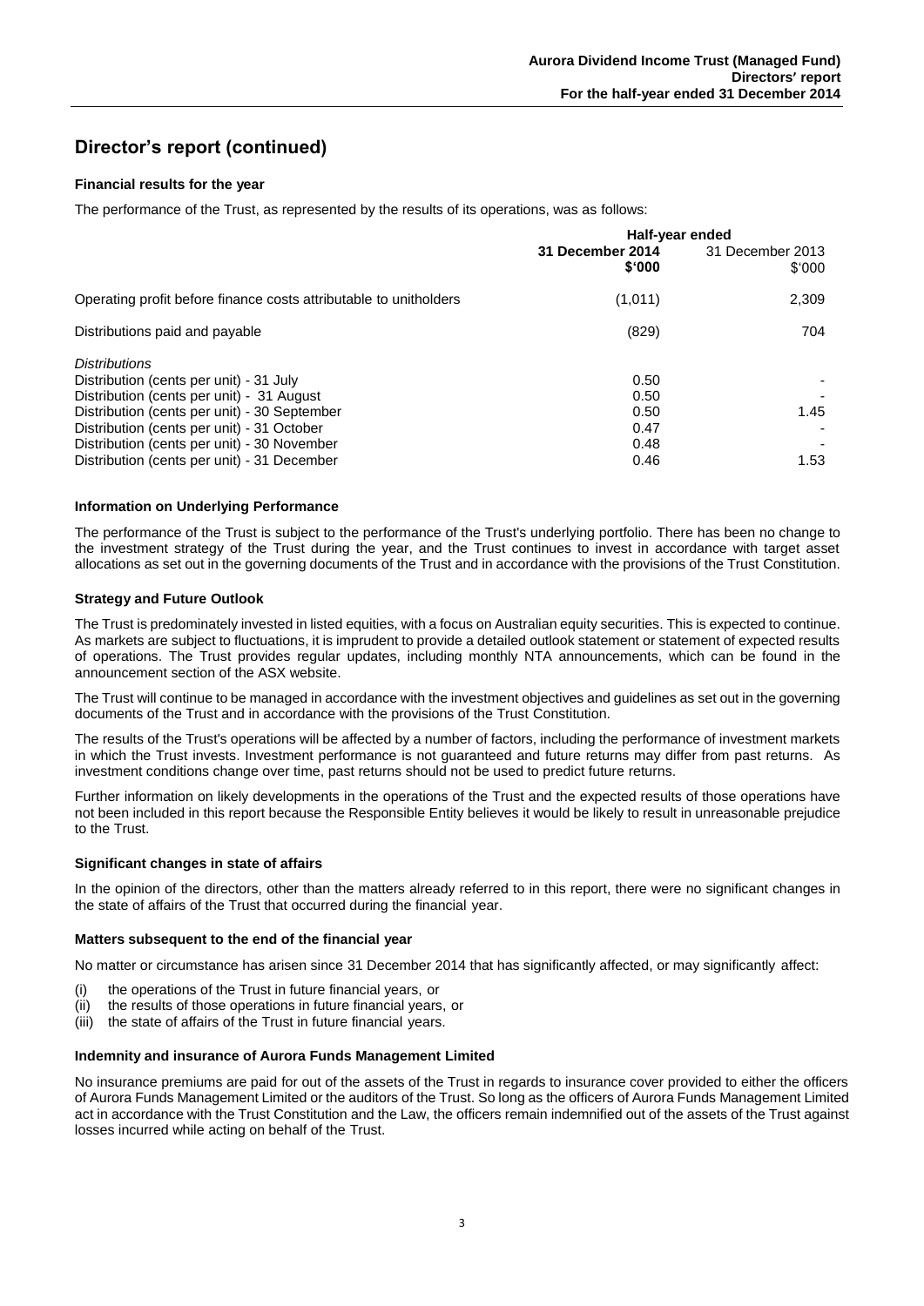# Director's report (continued)

### Financial results for the year

The performance of the Trust, as represented by the results of its operations, was as follows:

| | Half-year ended | |
|---|---|---|
| | **31 December 2014** **$'000** | 31 December 2013 $'000 |
| Operating profit before finance costs attributable to unitholders | (1,011) | 2,309 |
| Distributions paid and payable | (829) | 704 |
| *Distributions* | | |
| Distribution (cents per unit) - 31 July | 0.50 | - |
| Distribution (cents per unit) - 31 August | 0.50 | - |
| Distribution (cents per unit) - 30 September | 0.50 | 1.45 |
| Distribution (cents per unit) - 31 October | 0.47 | - |
| Distribution (cents per unit) - 30 November | 0.48 | - |
| Distribution (cents per unit) - 31 December | 0.46 | 1.53 |

### Information on Underlying Performance

The performance of the Trust is subject to the performance of the Trust's underlying portfolio. There has been no change to the investment strategy of the Trust during the year, and the Trust continues to invest in accordance with target asset allocations as set out in the governing documents of the Trust and in accordance with the provisions of the Trust Constitution.

### Strategy and Future Outlook

The Trust is predominately invested in listed equities, with a focus on Australian equity securities. This is expected to continue. As markets are subject to fluctuations, it is imprudent to provide a detailed outlook statement or statement of expected results of operations. The Trust provides regular updates, including monthly NTA announcements, which can be found in the announcement section of the ASX website.

The Trust will continue to be managed in accordance with the investment objectives and guidelines as set out in the governing documents of the Trust and in accordance with the provisions of the Trust Constitution.

The results of the Trust's operations will be affected by a number of factors, including the performance of investment markets in which the Trust invests. Investment performance is not guaranteed and future returns may differ from past returns. As investment conditions change over time, past returns should not be used to predict future returns.

Further information on likely developments in the operations of the Trust and the expected results of those operations have not been included in this report because the Responsible Entity believes it would be likely to result in unreasonable prejudice to the Trust.

### Significant changes in state of affairs

In the opinion of the directors, other than the matters already referred to in this report, there were no significant changes in the state of affairs of the Trust that occurred during the financial year.

### Matters subsequent to the end of the financial year

No matter or circumstance has arisen since 31 December 2014 that has significantly affected, or may significantly affect:

(i) the operations of the Trust in future financial years, or
(ii) the results of those operations in future financial years, or
(iii) the state of affairs of the Trust in future financial years.

### Indemnity and insurance of Aurora Funds Management Limited

No insurance premiums are paid for out of the assets of the Trust in regards to insurance cover provided to either the officers of Aurora Funds Management Limited or the auditors of the Trust. So long as the officers of Aurora Funds Management Limited act in accordance with the Trust Constitution and the Law, the officers remain indemnified out of the assets of the Trust against losses incurred while acting on behalf of the Trust.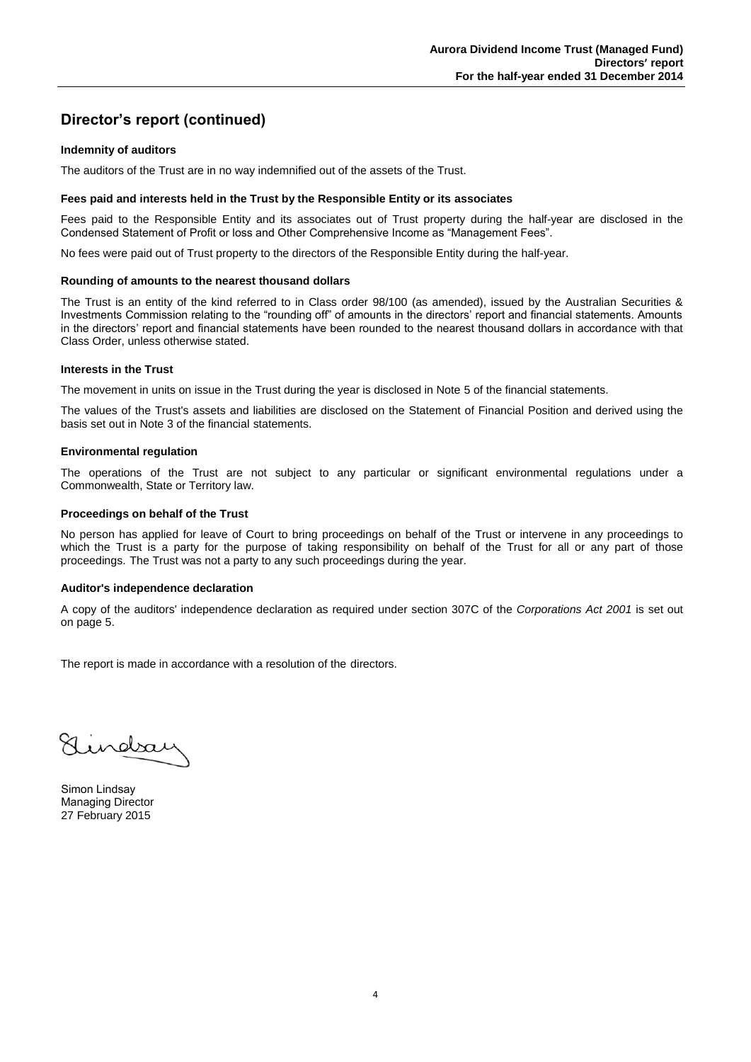## Director's report (continued)

**Indemnity of auditors**

The auditors of the Trust are in no way indemnified out of the assets of the Trust.

**Fees paid and interests held in the Trust by the Responsible Entity or its associates**

Fees paid to the Responsible Entity and its associates out of Trust property during the half-year are disclosed in the Condensed Statement of Profit or loss and Other Comprehensive Income as "Management Fees".

No fees were paid out of Trust property to the directors of the Responsible Entity during the half-year.

**Rounding of amounts to the nearest thousand dollars**

The Trust is an entity of the kind referred to in Class order 98/100 (as amended), issued by the Australian Securities & Investments Commission relating to the "rounding off" of amounts in the directors' report and financial statements. Amounts in the directors' report and financial statements have been rounded to the nearest thousand dollars in accordance with that Class Order, unless otherwise stated.

**Interests in the Trust**

The movement in units on issue in the Trust during the year is disclosed in Note 5 of the financial statements.

The values of the Trust's assets and liabilities are disclosed on the Statement of Financial Position and derived using the basis set out in Note 3 of the financial statements.

**Environmental regulation**

The operations of the Trust are not subject to any particular or significant environmental regulations under a Commonwealth, State or Territory law.

**Proceedings on behalf of the Trust**

No person has applied for leave of Court to bring proceedings on behalf of the Trust or intervene in any proceedings to which the Trust is a party for the purpose of taking responsibility on behalf of the Trust for all or any part of those proceedings. The Trust was not a party to any such proceedings during the year.

**Auditor's independence declaration**

A copy of the auditors' independence declaration as required under section 307C of the *Corporations Act 2001* is set out on page 5.

The report is made in accordance with a resolution of the directors.

Simon Lindsay
Managing Director
27 February 2015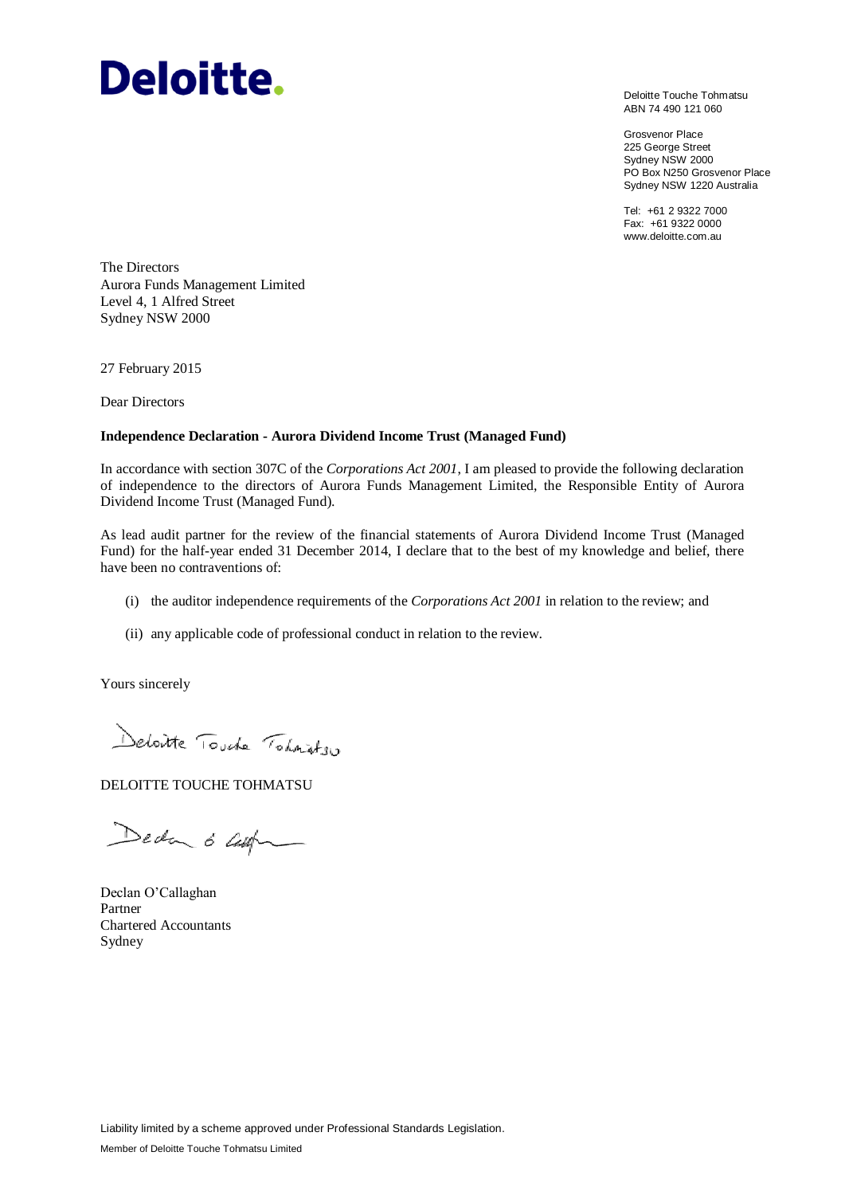Deloitte.

Deloitte Touche Tohmatsu
ABN 74 490 121 060

Grosvenor Place
225 George Street
Sydney NSW 2000
PO Box N250 Grosvenor Place
Sydney NSW 1220 Australia

Tel: +61 2 9322 7000
Fax: +61 9322 0000
www.deloitte.com.au

The Directors
Aurora Funds Management Limited
Level 4, 1 Alfred Street
Sydney NSW 2000

27 February 2015

Dear Directors

**Independence Declaration - Aurora Dividend Income Trust (Managed Fund)**

In accordance with section 307C of the *Corporations Act 2001*, I am pleased to provide the following declaration of independence to the directors of Aurora Funds Management Limited, the Responsible Entity of Aurora Dividend Income Trust (Managed Fund).

As lead audit partner for the review of the financial statements of Aurora Dividend Income Trust (Managed Fund) for the half-year ended 31 December 2014, I declare that to the best of my knowledge and belief, there have been no contraventions of:

(i) the auditor independence requirements of the *Corporations Act 2001* in relation to the review; and

(ii) any applicable code of professional conduct in relation to the review.

Yours sincerely

DELOITTE TOUCHE TOHMATSU

Declan O'Callaghan
Partner
Chartered Accountants
Sydney

Liability limited by a scheme approved under Professional Standards Legislation.

Member of Deloitte Touche Tohmatsu Limited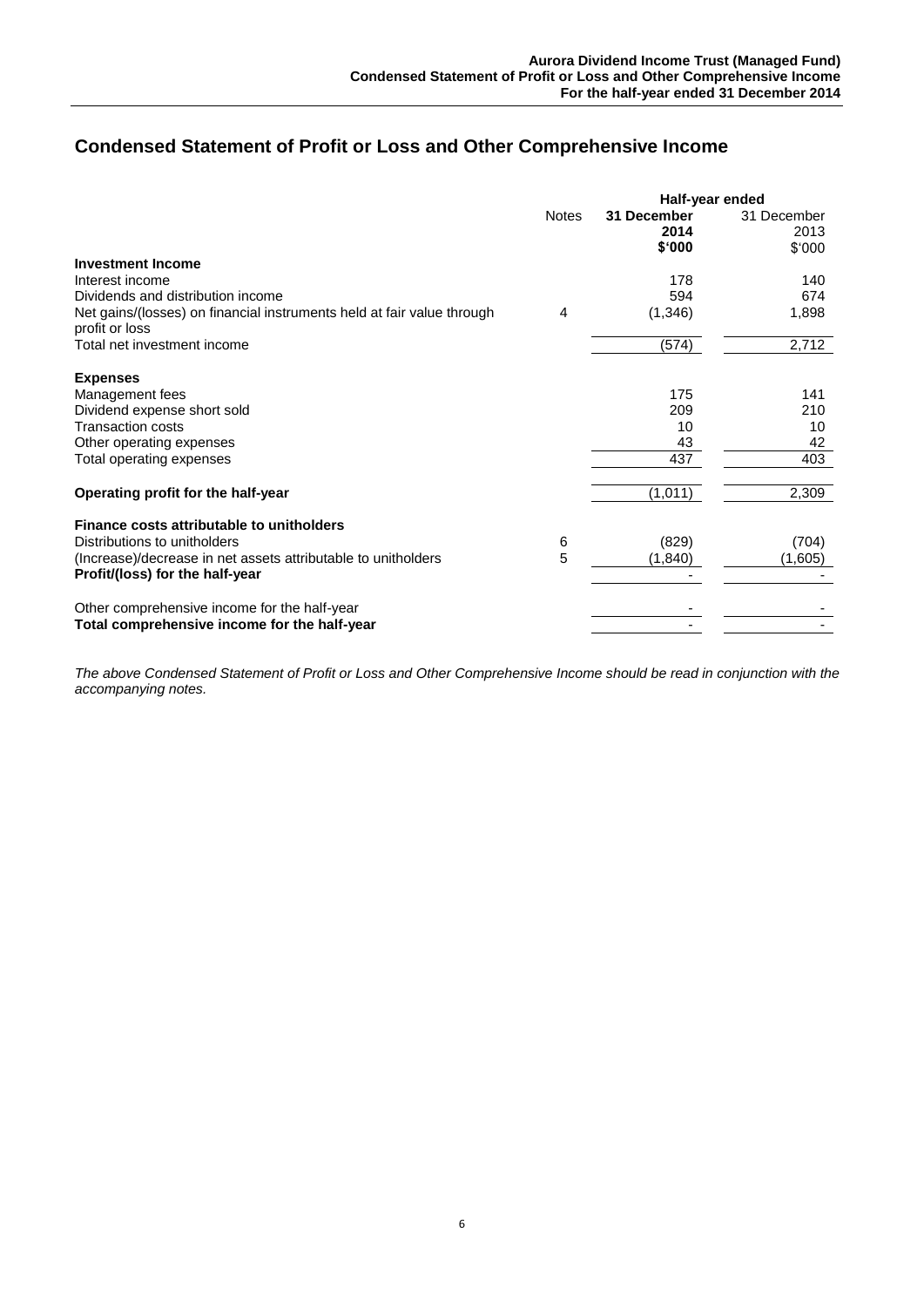# Condensed Statement of Profit or Loss and Other Comprehensive Income

| | Notes | Half-year ended 31 December 2014 $'000 | Half-year ended 31 December 2013 $'000 |
|---|---|---|---|
| **Investment Income** | | | |
| Interest income | | 178 | 140 |
| Dividends and distribution income | | 594 | 674 |
| Net gains/(losses) on financial instruments held at fair value through profit or loss | 4 | (1,346) | 1,898 |
| Total net investment income | | (574) | 2,712 |
| **Expenses** | | | |
| Management fees | | 175 | 141 |
| Dividend expense short sold | | 209 | 210 |
| Transaction costs | | 10 | 10 |
| Other operating expenses | | 43 | 42 |
| Total operating expenses | | 437 | 403 |
| **Operating profit for the half-year** | | (1,011) | 2,309 |
| **Finance costs attributable to unitholders** | | | |
| Distributions to unitholders | 6 | (829) | (704) |
| (Increase)/decrease in net assets attributable to unitholders | 5 | (1,840) | (1,605) |
| **Profit/(loss) for the half-year** | | - | - |
| Other comprehensive income for the half-year | | - | - |
| **Total comprehensive income for the half-year** | | - | - |

*The above Condensed Statement of Profit or Loss and Other Comprehensive Income should be read in conjunction with the accompanying notes.*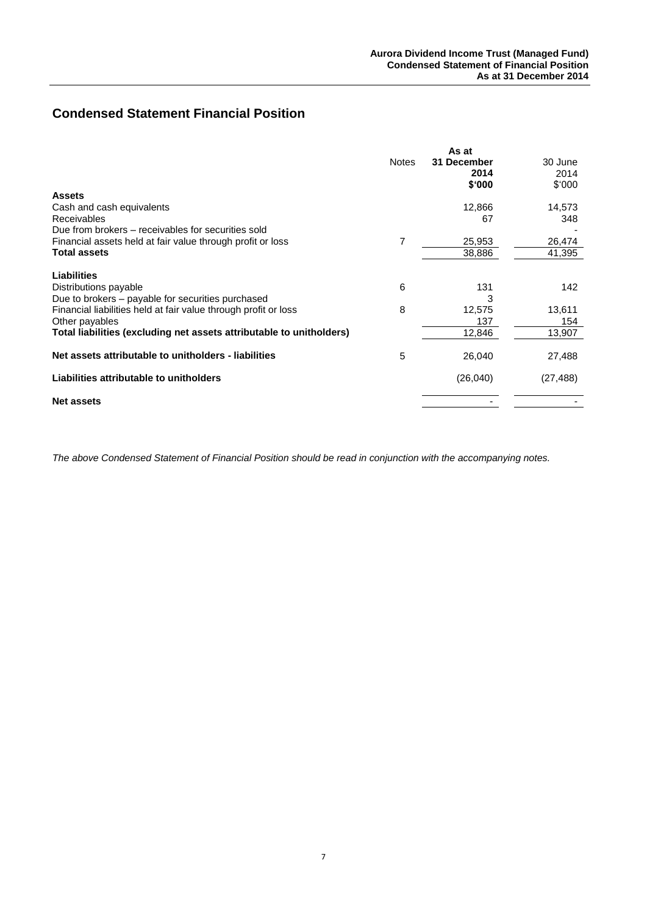# Condensed Statement Financial Position

| | Notes | As at 31 December 2014 $'000 | 30 June 2014 $'000 |
|---|---|---|---|
| **Assets** | | | |
| Cash and cash equivalents | | 12,866 | 14,573 |
| Receivables | | 67 | 348 |
| Due from brokers – receivables for securities sold | | | - |
| Financial assets held at fair value through profit or loss | 7 | 25,953 | 26,474 |
| **Total assets** | | 38,886 | 41,395 |
| **Liabilities** | | | |
| Distributions payable | 6 | 131 | 142 |
| Due to brokers – payable for securities purchased | | 3 | |
| Financial liabilities held at fair value through profit or loss | 8 | 12,575 | 13,611 |
| Other payables | | 137 | 154 |
| **Total liabilities (excluding net assets attributable to unitholders)** | | 12,846 | 13,907 |
| **Net assets attributable to unitholders - liabilities** | 5 | 26,040 | 27,488 |
| **Liabilities attributable to unitholders** | | (26,040) | (27,488) |
| **Net assets** | | - | - |

*The above Condensed Statement of Financial Position should be read in conjunction with the accompanying notes.*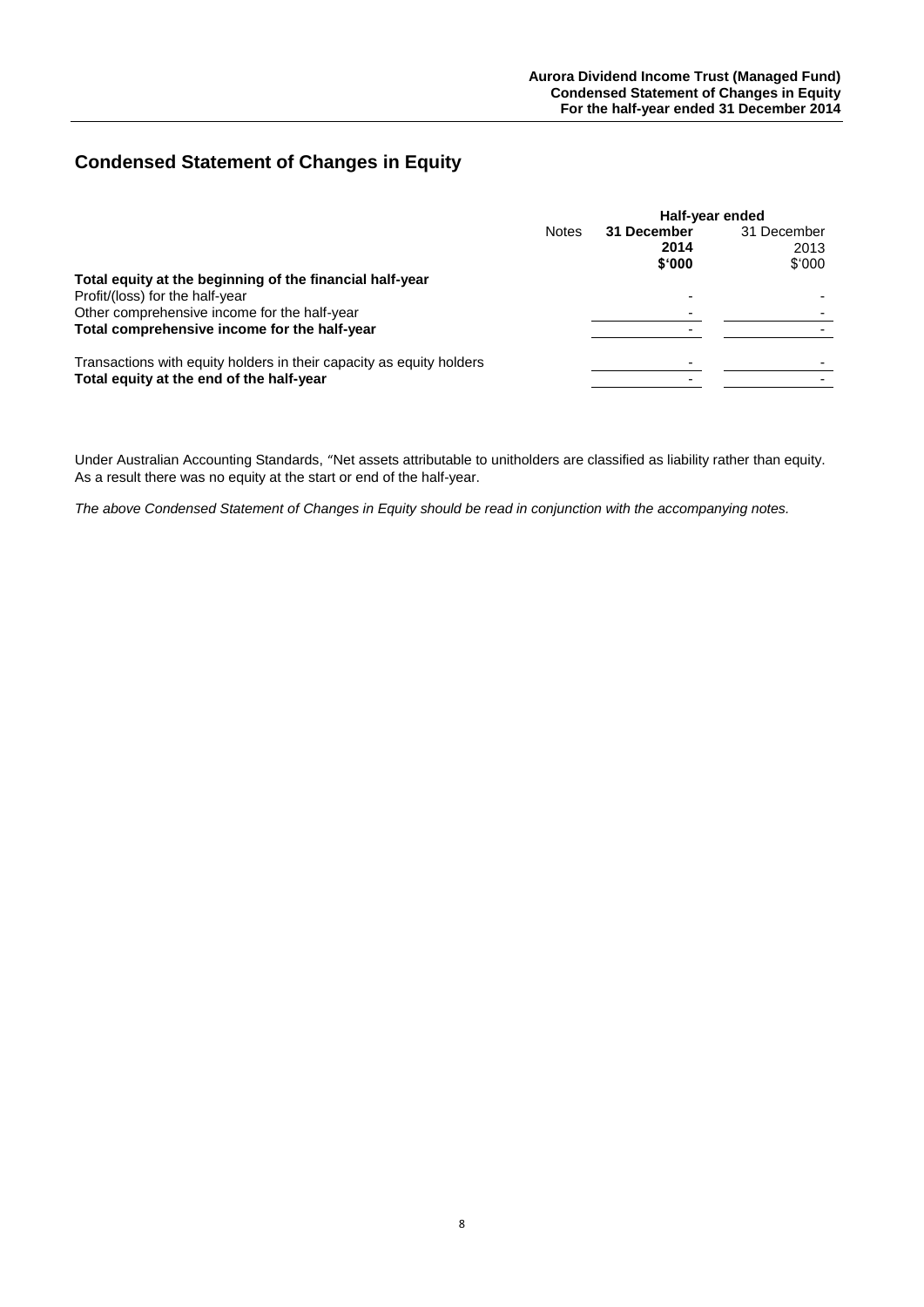# Condensed Statement of Changes in Equity

| | Notes | Half-year ended 31 December 2014 $'000 | 31 December 2013 $'000 |
|---|---|---|---|
| **Total equity at the beginning of the financial half-year** | | | |
| Profit/(loss) for the half-year | | - | - |
| Other comprehensive income for the half-year | | - | - |
| **Total comprehensive income for the half-year** | | - | - |
| Transactions with equity holders in their capacity as equity holders | | - | - |
| **Total equity at the end of the half-year** | | - | - |

Under Australian Accounting Standards, "Net assets attributable to unitholders are classified as liability rather than equity. As a result there was no equity at the start or end of the half-year.

*The above Condensed Statement of Changes in Equity should be read in conjunction with the accompanying notes.*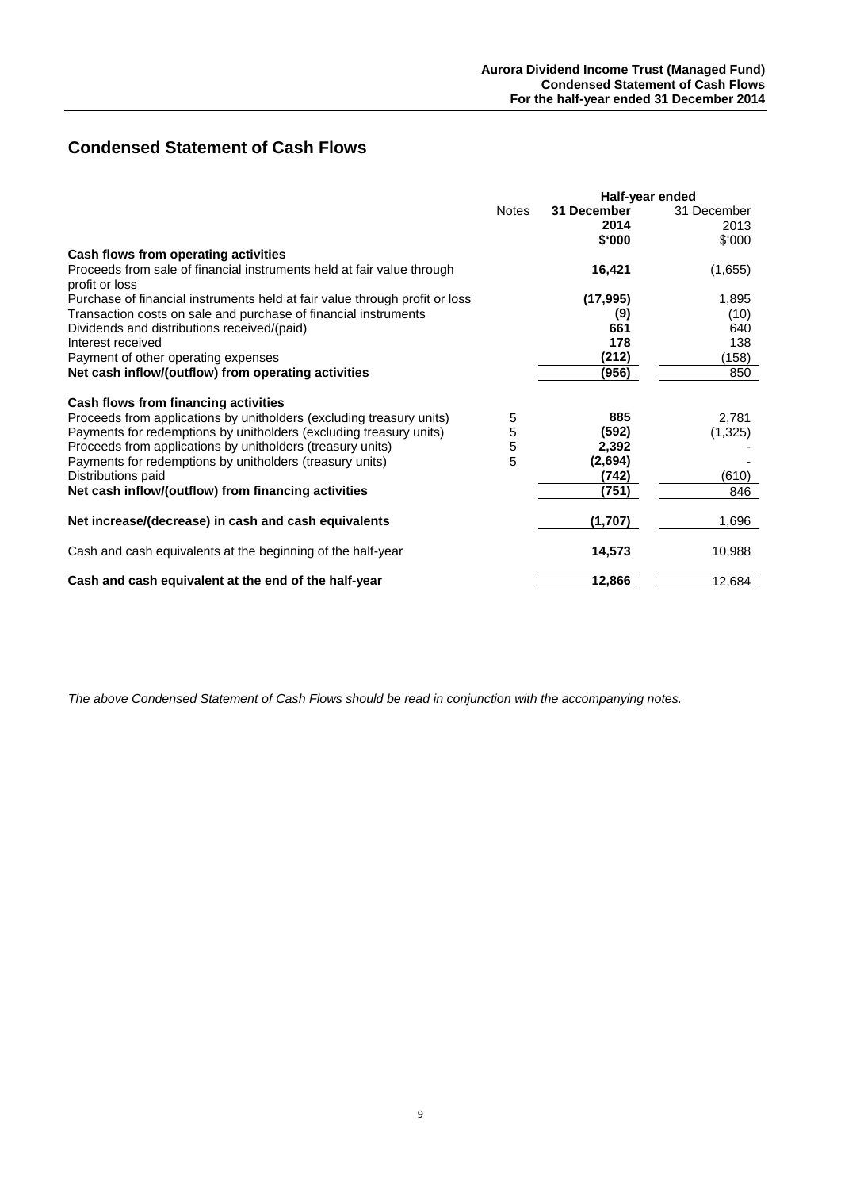## Condensed Statement of Cash Flows

| | Notes | Half-year ended 31 December 2014 $'000 | 31 December 2013 $'000 |
|---|---|---|---|
| **Cash flows from operating activities** | | | |
| Proceeds from sale of financial instruments held at fair value through profit or loss | | **16,421** | (1,655) |
| Purchase of financial instruments held at fair value through profit or loss | | **(17,995)** | 1,895 |
| Transaction costs on sale and purchase of financial instruments | | **(9)** | (10) |
| Dividends and distributions received/(paid) | | **661** | 640 |
| Interest received | | **178** | 138 |
| Payment of other operating expenses | | **(212)** | (158) |
| **Net cash inflow/(outflow) from operating activities** | | **(956)** | 850 |
| **Cash flows from financing activities** | | | |
| Proceeds from applications by unitholders (excluding treasury units) | 5 | **885** | 2,781 |
| Payments for redemptions by unitholders (excluding treasury units) | 5 | **(592)** | (1,325) |
| Proceeds from applications by unitholders (treasury units) | 5 | **2,392** | - |
| Payments for redemptions by unitholders (treasury units) | 5 | **(2,694)** | - |
| Distributions paid | | **(742)** | (610) |
| **Net cash inflow/(outflow) from financing activities** | | **(751)** | 846 |
| **Net increase/(decrease) in cash and cash equivalents** | | **(1,707)** | 1,696 |
| Cash and cash equivalents at the beginning of the half-year | | **14,573** | 10,988 |
| **Cash and cash equivalent at the end of the half-year** | | **12,866** | 12,684 |

*The above Condensed Statement of Cash Flows should be read in conjunction with the accompanying notes.*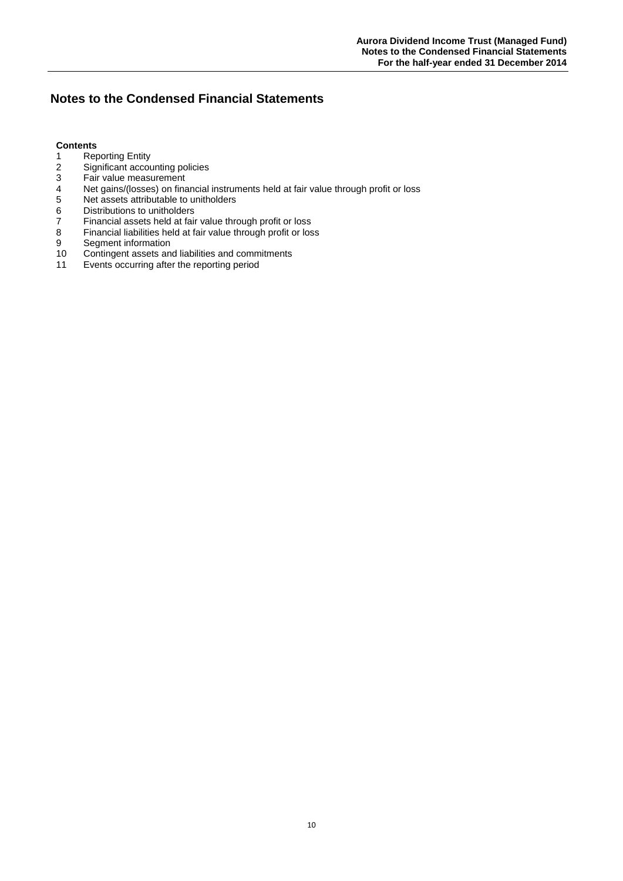# Notes to the Condensed Financial Statements

**Contents**

1. Reporting Entity
2. Significant accounting policies
3. Fair value measurement
4. Net gains/(losses) on financial instruments held at fair value through profit or loss
5. Net assets attributable to unitholders
6. Distributions to unitholders
7. Financial assets held at fair value through profit or loss
8. Financial liabilities held at fair value through profit or loss
9. Segment information
10. Contingent assets and liabilities and commitments
11. Events occurring after the reporting period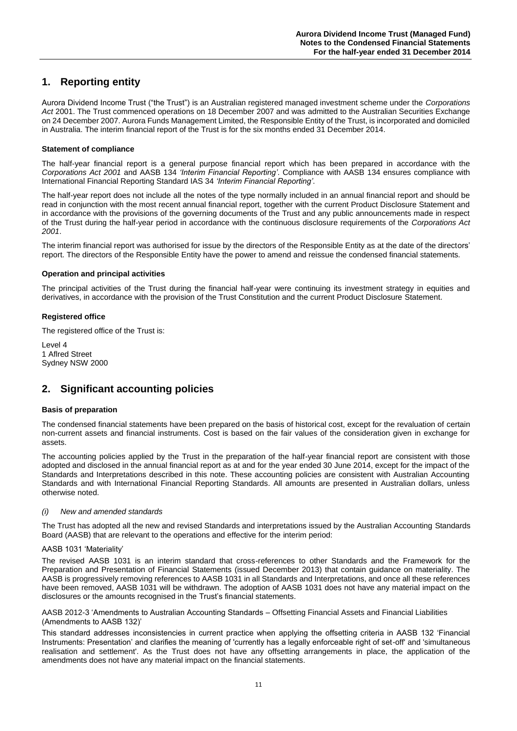## 1. Reporting entity

Aurora Dividend Income Trust ("the Trust") is an Australian registered managed investment scheme under the *Corporations Act* 2001. The Trust commenced operations on 18 December 2007 and was admitted to the Australian Securities Exchange on 24 December 2007. Aurora Funds Management Limited, the Responsible Entity of the Trust, is incorporated and domiciled in Australia. The interim financial report of the Trust is for the six months ended 31 December 2014.

### Statement of compliance

The half-year financial report is a general purpose financial report which has been prepared in accordance with the *Corporations Act 2001* and AASB 134 *'Interim Financial Reporting'*. Compliance with AASB 134 ensures compliance with International Financial Reporting Standard IAS 34 *'Interim Financial Reporting'*.

The half-year report does not include all the notes of the type normally included in an annual financial report and should be read in conjunction with the most recent annual financial report, together with the current Product Disclosure Statement and in accordance with the provisions of the governing documents of the Trust and any public announcements made in respect of the Trust during the half-year period in accordance with the continuous disclosure requirements of the *Corporations Act 2001*.

The interim financial report was authorised for issue by the directors of the Responsible Entity as at the date of the directors' report. The directors of the Responsible Entity have the power to amend and reissue the condensed financial statements.

### Operation and principal activities

The principal activities of the Trust during the financial half-year were continuing its investment strategy in equities and derivatives, in accordance with the provision of the Trust Constitution and the current Product Disclosure Statement.

### Registered office

The registered office of the Trust is:

Level 4
1 Aflred Street
Sydney NSW 2000

## 2. Significant accounting policies

### Basis of preparation

The condensed financial statements have been prepared on the basis of historical cost, except for the revaluation of certain non-current assets and financial instruments. Cost is based on the fair values of the consideration given in exchange for assets.

The accounting policies applied by the Trust in the preparation of the half-year financial report are consistent with those adopted and disclosed in the annual financial report as at and for the year ended 30 June 2014, except for the impact of the Standards and Interpretations described in this note. These accounting policies are consistent with Australian Accounting Standards and with International Financial Reporting Standards. All amounts are presented in Australian dollars, unless otherwise noted.

*(i) New and amended standards*

The Trust has adopted all the new and revised Standards and interpretations issued by the Australian Accounting Standards Board (AASB) that are relevant to the operations and effective for the interim period:

AASB 1031 'Materiality'

The revised AASB 1031 is an interim standard that cross-references to other Standards and the Framework for the Preparation and Presentation of Financial Statements (issued December 2013) that contain guidance on materiality. The AASB is progressively removing references to AASB 1031 in all Standards and Interpretations, and once all these references have been removed, AASB 1031 will be withdrawn. The adoption of AASB 1031 does not have any material impact on the disclosures or the amounts recognised in the Trust's financial statements.

AASB 2012-3 'Amendments to Australian Accounting Standards – Offsetting Financial Assets and Financial Liabilities (Amendments to AASB 132)'

This standard addresses inconsistencies in current practice when applying the offsetting criteria in AASB 132 'Financial Instruments: Presentation' and clarifies the meaning of 'currently has a legally enforceable right of set-off' and 'simultaneous realisation and settlement'. As the Trust does not have any offsetting arrangements in place, the application of the amendments does not have any material impact on the financial statements.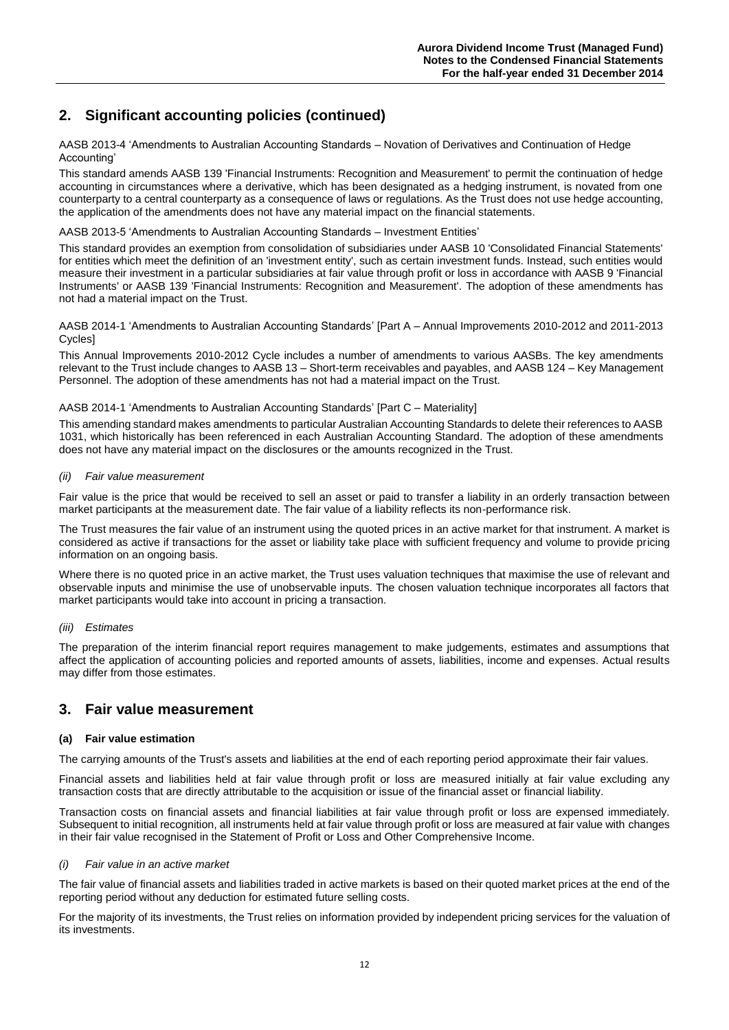## 2. Significant accounting policies (continued)

AASB 2013-4 'Amendments to Australian Accounting Standards – Novation of Derivatives and Continuation of Hedge Accounting'

This standard amends AASB 139 'Financial Instruments: Recognition and Measurement' to permit the continuation of hedge accounting in circumstances where a derivative, which has been designated as a hedging instrument, is novated from one counterparty to a central counterparty as a consequence of laws or regulations. As the Trust does not use hedge accounting, the application of the amendments does not have any material impact on the financial statements.

AASB 2013-5 'Amendments to Australian Accounting Standards – Investment Entities'

This standard provides an exemption from consolidation of subsidiaries under AASB 10 'Consolidated Financial Statements' for entities which meet the definition of an 'investment entity', such as certain investment funds. Instead, such entities would measure their investment in a particular subsidiaries at fair value through profit or loss in accordance with AASB 9 'Financial Instruments' or AASB 139 'Financial Instruments: Recognition and Measurement'. The adoption of these amendments has not had a material impact on the Trust.

AASB 2014-1 'Amendments to Australian Accounting Standards' [Part A – Annual Improvements 2010-2012 and 2011-2013 Cycles]

This Annual Improvements 2010-2012 Cycle includes a number of amendments to various AASBs. The key amendments relevant to the Trust include changes to AASB 13 – Short-term receivables and payables, and AASB 124 – Key Management Personnel. The adoption of these amendments has not had a material impact on the Trust.

AASB 2014-1 'Amendments to Australian Accounting Standards' [Part C – Materiality]

This amending standard makes amendments to particular Australian Accounting Standards to delete their references to AASB 1031, which historically has been referenced in each Australian Accounting Standard. The adoption of these amendments does not have any material impact on the disclosures or the amounts recognized in the Trust.

*(ii) Fair value measurement*

Fair value is the price that would be received to sell an asset or paid to transfer a liability in an orderly transaction between market participants at the measurement date. The fair value of a liability reflects its non-performance risk.

The Trust measures the fair value of an instrument using the quoted prices in an active market for that instrument. A market is considered as active if transactions for the asset or liability take place with sufficient frequency and volume to provide pricing information on an ongoing basis.

Where there is no quoted price in an active market, the Trust uses valuation techniques that maximise the use of relevant and observable inputs and minimise the use of unobservable inputs. The chosen valuation technique incorporates all factors that market participants would take into account in pricing a transaction.

*(iii) Estimates*

The preparation of the interim financial report requires management to make judgements, estimates and assumptions that affect the application of accounting policies and reported amounts of assets, liabilities, income and expenses. Actual results may differ from those estimates.

## 3. Fair value measurement

### (a) Fair value estimation

The carrying amounts of the Trust's assets and liabilities at the end of each reporting period approximate their fair values.

Financial assets and liabilities held at fair value through profit or loss are measured initially at fair value excluding any transaction costs that are directly attributable to the acquisition or issue of the financial asset or financial liability.

Transaction costs on financial assets and financial liabilities at fair value through profit or loss are expensed immediately. Subsequent to initial recognition, all instruments held at fair value through profit or loss are measured at fair value with changes in their fair value recognised in the Statement of Profit or Loss and Other Comprehensive Income.

*(i) Fair value in an active market*

The fair value of financial assets and liabilities traded in active markets is based on their quoted market prices at the end of the reporting period without any deduction for estimated future selling costs.

For the majority of its investments, the Trust relies on information provided by independent pricing services for the valuation of its investments.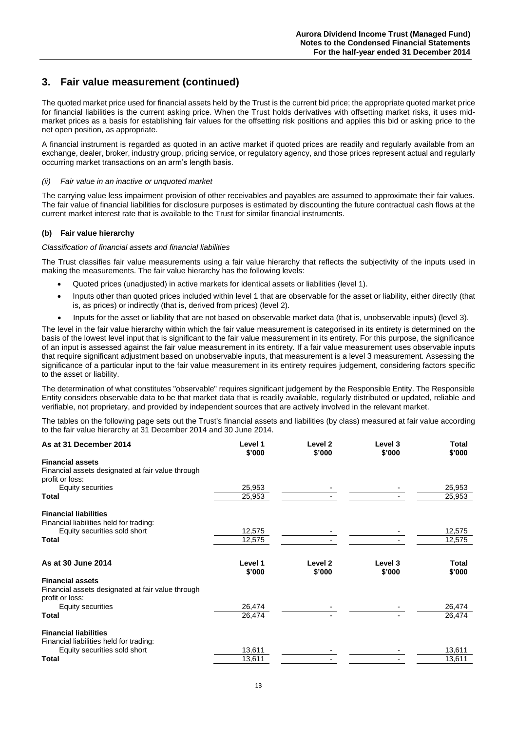## 3. Fair value measurement (continued)

The quoted market price used for financial assets held by the Trust is the current bid price; the appropriate quoted market price for financial liabilities is the current asking price. When the Trust holds derivatives with offsetting market risks, it uses mid-market prices as a basis for establishing fair values for the offsetting risk positions and applies this bid or asking price to the net open position, as appropriate.

A financial instrument is regarded as quoted in an active market if quoted prices are readily and regularly available from an exchange, dealer, broker, industry group, pricing service, or regulatory agency, and those prices represent actual and regularly occurring market transactions on an arm's length basis.

*(ii) Fair value in an inactive or unquoted market*

The carrying value less impairment provision of other receivables and payables are assumed to approximate their fair values. The fair value of financial liabilities for disclosure purposes is estimated by discounting the future contractual cash flows at the current market interest rate that is available to the Trust for similar financial instruments.

### (b) Fair value hierarchy

*Classification of financial assets and financial liabilities*

The Trust classifies fair value measurements using a fair value hierarchy that reflects the subjectivity of the inputs used in making the measurements. The fair value hierarchy has the following levels:

- Quoted prices (unadjusted) in active markets for identical assets or liabilities (level 1).
- Inputs other than quoted prices included within level 1 that are observable for the asset or liability, either directly (that is, as prices) or indirectly (that is, derived from prices) (level 2).
- Inputs for the asset or liability that are not based on observable market data (that is, unobservable inputs) (level 3).

The level in the fair value hierarchy within which the fair value measurement is categorised in its entirety is determined on the basis of the lowest level input that is significant to the fair value measurement in its entirety. For this purpose, the significance of an input is assessed against the fair value measurement in its entirety. If a fair value measurement uses observable inputs that require significant adjustment based on unobservable inputs, that measurement is a level 3 measurement. Assessing the significance of a particular input to the fair value measurement in its entirety requires judgement, considering factors specific to the asset or liability.

The determination of what constitutes "observable" requires significant judgement by the Responsible Entity. The Responsible Entity considers observable data to be that market data that is readily available, regularly distributed or updated, reliable and verifiable, not proprietary, and provided by independent sources that are actively involved in the relevant market.

The tables on the following page sets out the Trust's financial assets and liabilities (by class) measured at fair value according to the fair value hierarchy at 31 December 2014 and 30 June 2014.

| As at 31 December 2014 | Level 1<br>$'000 | Level 2<br>$'000 | Level 3<br>$'000 | Total<br>$'000 |
|---|---|---|---|---|
| **Financial assets** | | | | |
| Financial assets designated at fair value through profit or loss: | | | | |
| Equity securities | 25,953 | - | - | 25,953 |
| **Total** | 25,953 | - | - | 25,953 |
| **Financial liabilities** | | | | |
| Financial liabilities held for trading: | | | | |
| Equity securities sold short | 12,575 | - | - | 12,575 |
| **Total** | 12,575 | - | - | 12,575 |

| As at 30 June 2014 | Level 1<br>$'000 | Level 2<br>$'000 | Level 3<br>$'000 | Total<br>$'000 |
|---|---|---|---|---|
| **Financial assets** | | | | |
| Financial assets designated at fair value through profit or loss: | | | | |
| Equity securities | 26,474 | - | - | 26,474 |
| **Total** | 26,474 | - | - | 26,474 |
| **Financial liabilities** | | | | |
| Financial liabilities held for trading: | | | | |
| Equity securities sold short | 13,611 | - | - | 13,611 |
| **Total** | 13,611 | - | - | 13,611 |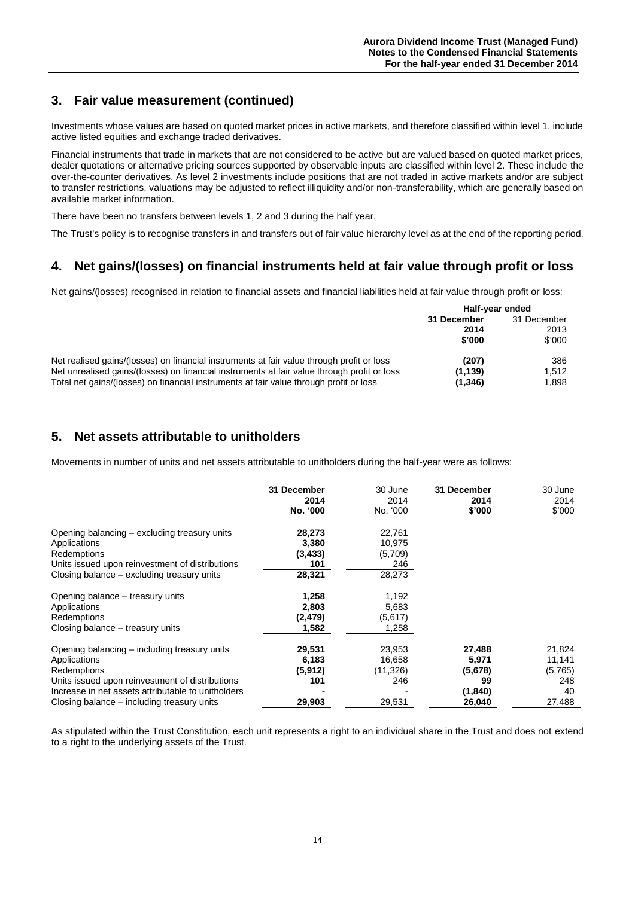## 3. Fair value measurement (continued)

Investments whose values are based on quoted market prices in active markets, and therefore classified within level 1, include active listed equities and exchange traded derivatives.

Financial instruments that trade in markets that are not considered to be active but are valued based on quoted market prices, dealer quotations or alternative pricing sources supported by observable inputs are classified within level 2. These include the over-the-counter derivatives. As level 2 investments include positions that are not traded in active markets and/or are subject to transfer restrictions, valuations may be adjusted to reflect illiquidity and/or non-transferability, which are generally based on available market information.

There have been no transfers between levels 1, 2 and 3 during the half year.

The Trust's policy is to recognise transfers in and transfers out of fair value hierarchy level as at the end of the reporting period.

## 4. Net gains/(losses) on financial instruments held at fair value through profit or loss

Net gains/(losses) recognised in relation to financial assets and financial liabilities held at fair value through profit or loss:

| | Half-year ended | |
|---|---|---|
| | **31 December 2014 $'000** | 31 December 2013 $'000 |
| Net realised gains/(losses) on financial instruments at fair value through profit or loss | **(207)** | 386 |
| Net unrealised gains/(losses) on financial instruments at fair value through profit or loss | **(1,139)** | 1,512 |
| Total net gains/(losses) on financial instruments at fair value through profit or loss | **(1,346)** | 1,898 |

## 5. Net assets attributable to unitholders

Movements in number of units and net assets attributable to unitholders during the half-year were as follows:

| | **31 December 2014 No. '000** | 30 June 2014 No. '000 | **31 December 2014 $'000** | 30 June 2014 $'000 |
|---|---|---|---|---|
| Opening balancing – excluding treasury units | **28,273** | 22,761 | | |
| Applications | **3,380** | 10,975 | | |
| Redemptions | **(3,433)** | (5,709) | | |
| Units issued upon reinvestment of distributions | **101** | 246 | | |
| Closing balance – excluding treasury units | **28,321** | 28,273 | | |
| | | | | |
| Opening balance – treasury units | **1,258** | 1,192 | | |
| Applications | **2,803** | 5,683 | | |
| Redemptions | **(2,479)** | (5,617) | | |
| Closing balance – treasury units | **1,582** | 1,258 | | |
| | | | | |
| Opening balancing – including treasury units | **29,531** | 23,953 | **27,488** | 21,824 |
| Applications | **6,183** | 16,658 | **5,971** | 11,141 |
| Redemptions | **(5,912)** | (11,326) | **(5,678)** | (5,765) |
| Units issued upon reinvestment of distributions | **101** | 246 | **99** | 248 |
| Increase in net assets attributable to unitholders | **-** | - | **(1,840)** | 40 |
| Closing balance – including treasury units | **29,903** | 29,531 | **26,040** | 27,488 |

As stipulated within the Trust Constitution, each unit represents a right to an individual share in the Trust and does not extend to a right to the underlying assets of the Trust.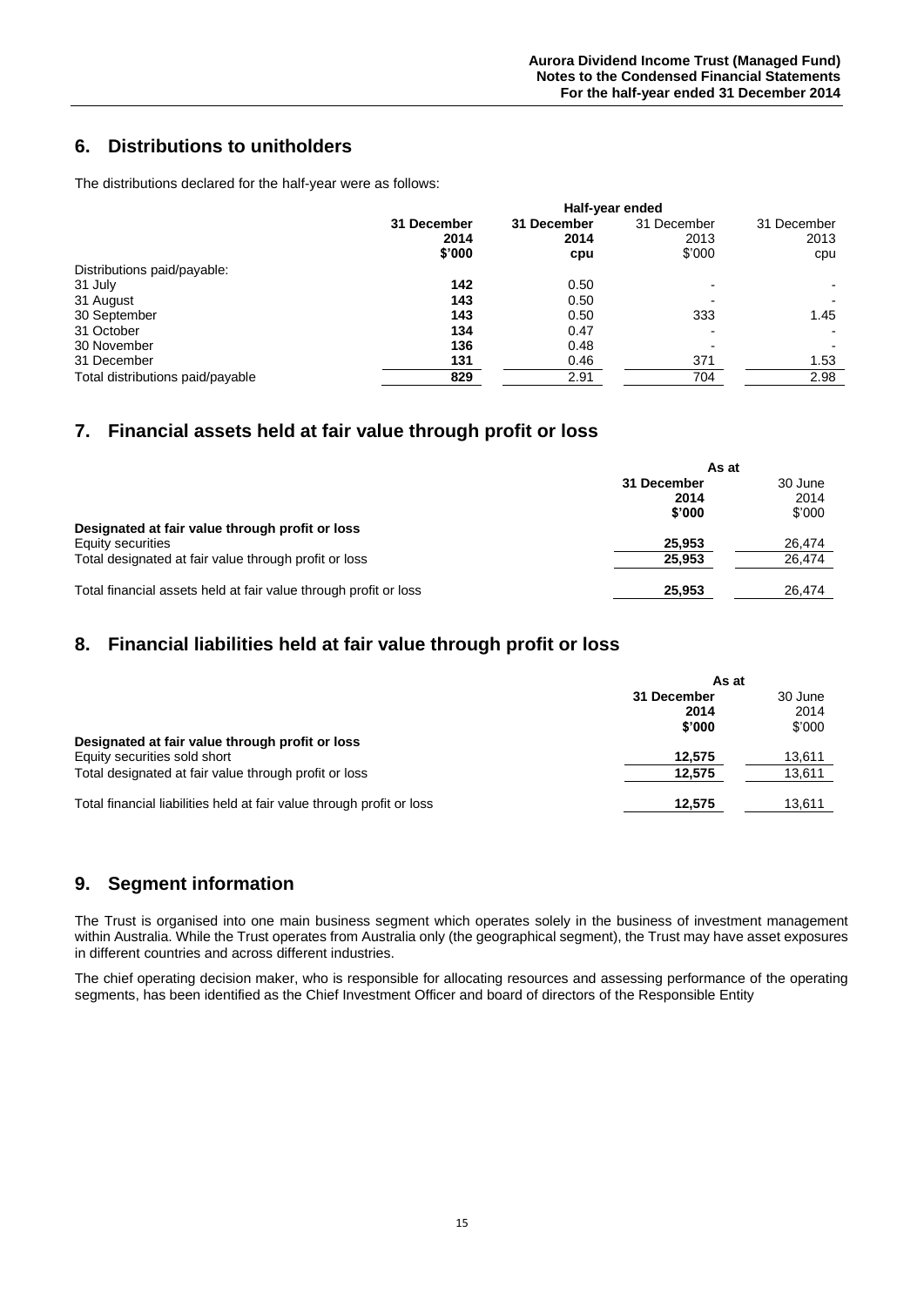## 6. Distributions to unitholders

The distributions declared for the half-year were as follows:

| | Half-year ended | | | |
|---|---|---|---|---|
| | **31 December 2014 \$'000** | **31 December 2014 cpu** | 31 December 2013 \$'000 | 31 December 2013 cpu |
| Distributions paid/payable: | | | | |
| 31 July | **142** | 0.50 | - | - |
| 31 August | **143** | 0.50 | - | - |
| 30 September | **143** | 0.50 | 333 | 1.45 |
| 31 October | **134** | 0.47 | - | - |
| 30 November | **136** | 0.48 | - | - |
| 31 December | **131** | 0.46 | 371 | 1.53 |
| Total distributions paid/payable | **829** | 2.91 | 704 | 2.98 |

## 7. Financial assets held at fair value through profit or loss

| | As at | |
|---|---|---|
| | **31 December 2014 \$'000** | 30 June 2014 \$'000 |
| **Designated at fair value through profit or loss** | | |
| Equity securities | **25,953** | 26,474 |
| Total designated at fair value through profit or loss | **25,953** | 26,474 |
| | | |
| Total financial assets held at fair value through profit or loss | **25,953** | 26,474 |

## 8. Financial liabilities held at fair value through profit or loss

| | As at | |
|---|---|---|
| | **31 December 2014 \$'000** | 30 June 2014 \$'000 |
| **Designated at fair value through profit or loss** | | |
| Equity securities sold short | **12,575** | 13,611 |
| Total designated at fair value through profit or loss | **12,575** | 13,611 |
| | | |
| Total financial liabilities held at fair value through profit or loss | **12,575** | 13,611 |

## 9. Segment information

The Trust is organised into one main business segment which operates solely in the business of investment management within Australia. While the Trust operates from Australia only (the geographical segment), the Trust may have asset exposures in different countries and across different industries.

The chief operating decision maker, who is responsible for allocating resources and assessing performance of the operating segments, has been identified as the Chief Investment Officer and board of directors of the Responsible Entity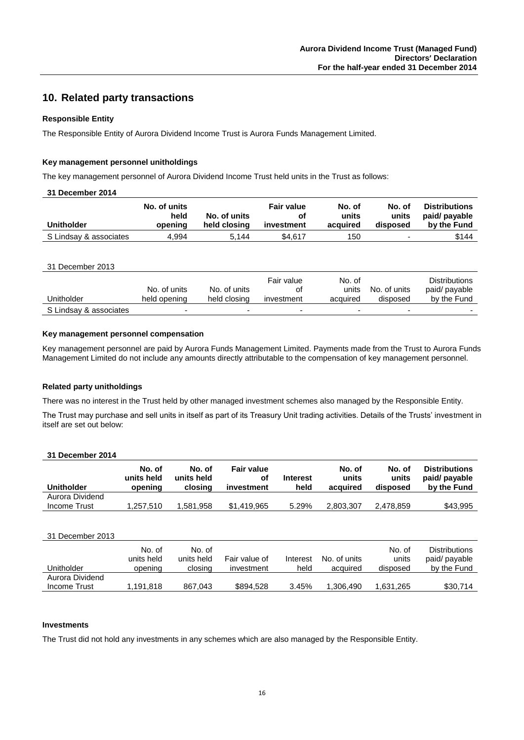## 10. Related party transactions

### Responsible Entity

The Responsible Entity of Aurora Dividend Income Trust is Aurora Funds Management Limited.

### Key management personnel unitholdings

The key management personnel of Aurora Dividend Income Trust held units in the Trust as follows:

**31 December 2014**

| Unitholder | No. of units held opening | No. of units held closing | Fair value of investment | No. of units acquired | No. of units disposed | Distributions paid/ payable by the Fund |
|---|---|---|---|---|---|---|
| S Lindsay & associates | 4,994 | 5,144 | $4,617 | 150 | - | $144 |

31 December 2013

| Unitholder | No. of units held opening | No. of units held closing | Fair value of investment | No. of units acquired | No. of units disposed | Distributions paid/ payable by the Fund |
|---|---|---|---|---|---|---|
| S Lindsay & associates | - | - | - | - | - | - |

### Key management personnel compensation

Key management personnel are paid by Aurora Funds Management Limited. Payments made from the Trust to Aurora Funds Management Limited do not include any amounts directly attributable to the compensation of key management personnel.

### Related party unitholdings

There was no interest in the Trust held by other managed investment schemes also managed by the Responsible Entity.

The Trust may purchase and sell units in itself as part of its Treasury Unit trading activities. Details of the Trusts' investment in itself are set out below:

**31 December 2014**

| Unitholder | No. of units held opening | No. of units held closing | Fair value of investment | Interest held | No. of units acquired | No. of units disposed | Distributions paid/ payable by the Fund |
|---|---|---|---|---|---|---|---|
| Aurora Dividend Income Trust | 1,257,510 | 1,581,958 | $1,419,965 | 5.29% | 2,803,307 | 2,478,859 | $43,995 |

31 December 2013

| Unitholder | No. of units held opening | No. of units held closing | Fair value of investment | Interest held | No. of units acquired | No. of units disposed | Distributions paid/ payable by the Fund |
|---|---|---|---|---|---|---|---|
| Aurora Dividend Income Trust | 1,191,818 | 867,043 | $894,528 | 3.45% | 1,306,490 | 1,631,265 | $30,714 |

### Investments

The Trust did not hold any investments in any schemes which are also managed by the Responsible Entity.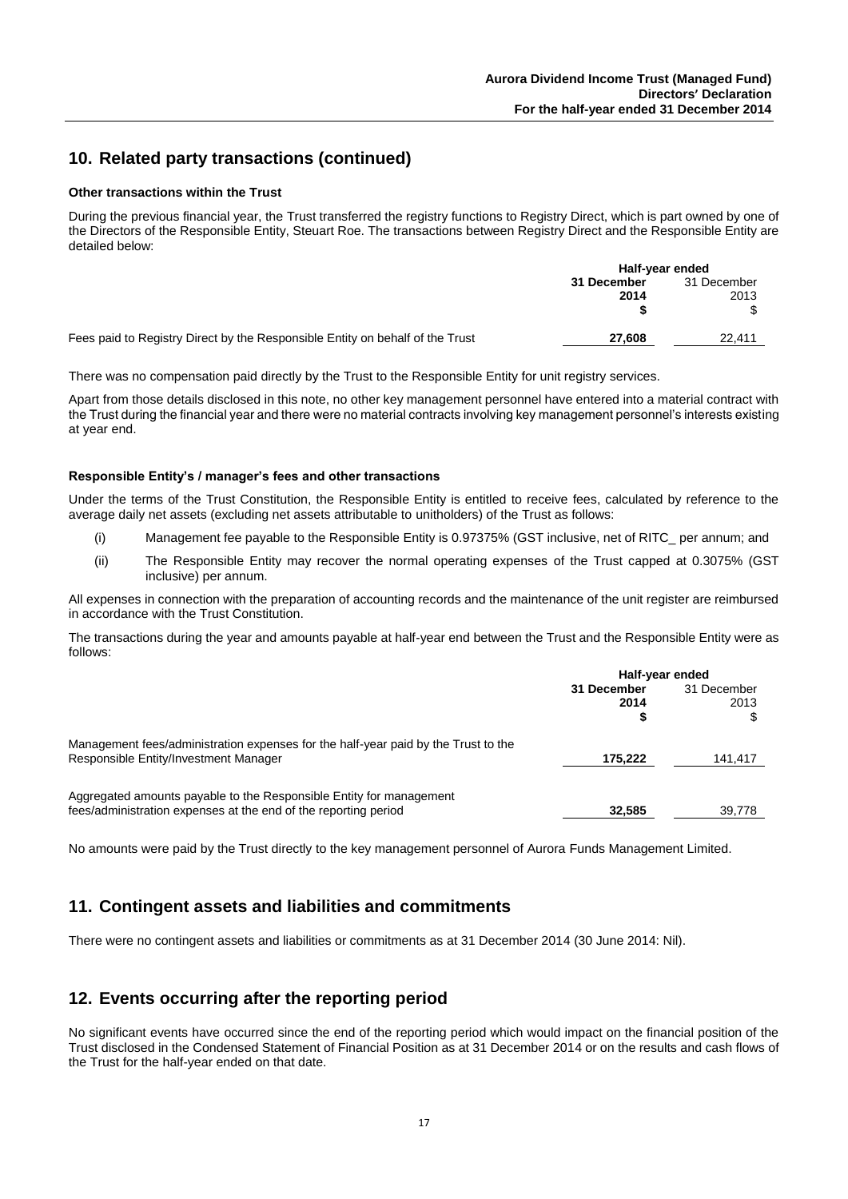## 10. Related party transactions (continued)

**Other transactions within the Trust**

During the previous financial year, the Trust transferred the registry functions to Registry Direct, which is part owned by one of the Directors of the Responsible Entity, Steuart Roe. The transactions between Registry Direct and the Responsible Entity are detailed below:

| | Half-year ended | |
|---|---|---|
| | **31 December 2014 $** | 31 December 2013 $ |
| Fees paid to Registry Direct by the Responsible Entity on behalf of the Trust | **27,608** | 22,411 |

There was no compensation paid directly by the Trust to the Responsible Entity for unit registry services.

Apart from those details disclosed in this note, no other key management personnel have entered into a material contract with the Trust during the financial year and there were no material contracts involving key management personnel's interests existing at year end.

**Responsible Entity's / manager's fees and other transactions**

Under the terms of the Trust Constitution, the Responsible Entity is entitled to receive fees, calculated by reference to the average daily net assets (excluding net assets attributable to unitholders) of the Trust as follows:

(i) Management fee payable to the Responsible Entity is 0.97375% (GST inclusive, net of RITC_ per annum; and

(ii) The Responsible Entity may recover the normal operating expenses of the Trust capped at 0.3075% (GST inclusive) per annum.

All expenses in connection with the preparation of accounting records and the maintenance of the unit register are reimbursed in accordance with the Trust Constitution.

The transactions during the year and amounts payable at half-year end between the Trust and the Responsible Entity were as follows:

| | Half-year ended | |
|---|---|---|
| | **31 December 2014 $** | 31 December 2013 $ |
| Management fees/administration expenses for the half-year paid by the Trust to the Responsible Entity/Investment Manager | **175,222** | 141,417 |
| Aggregated amounts payable to the Responsible Entity for management fees/administration expenses at the end of the reporting period | **32,585** | 39,778 |

No amounts were paid by the Trust directly to the key management personnel of Aurora Funds Management Limited.

## 11. Contingent assets and liabilities and commitments

There were no contingent assets and liabilities or commitments as at 31 December 2014 (30 June 2014: Nil).

## 12. Events occurring after the reporting period

No significant events have occurred since the end of the reporting period which would impact on the financial position of the Trust disclosed in the Condensed Statement of Financial Position as at 31 December 2014 or on the results and cash flows of the Trust for the half-year ended on that date.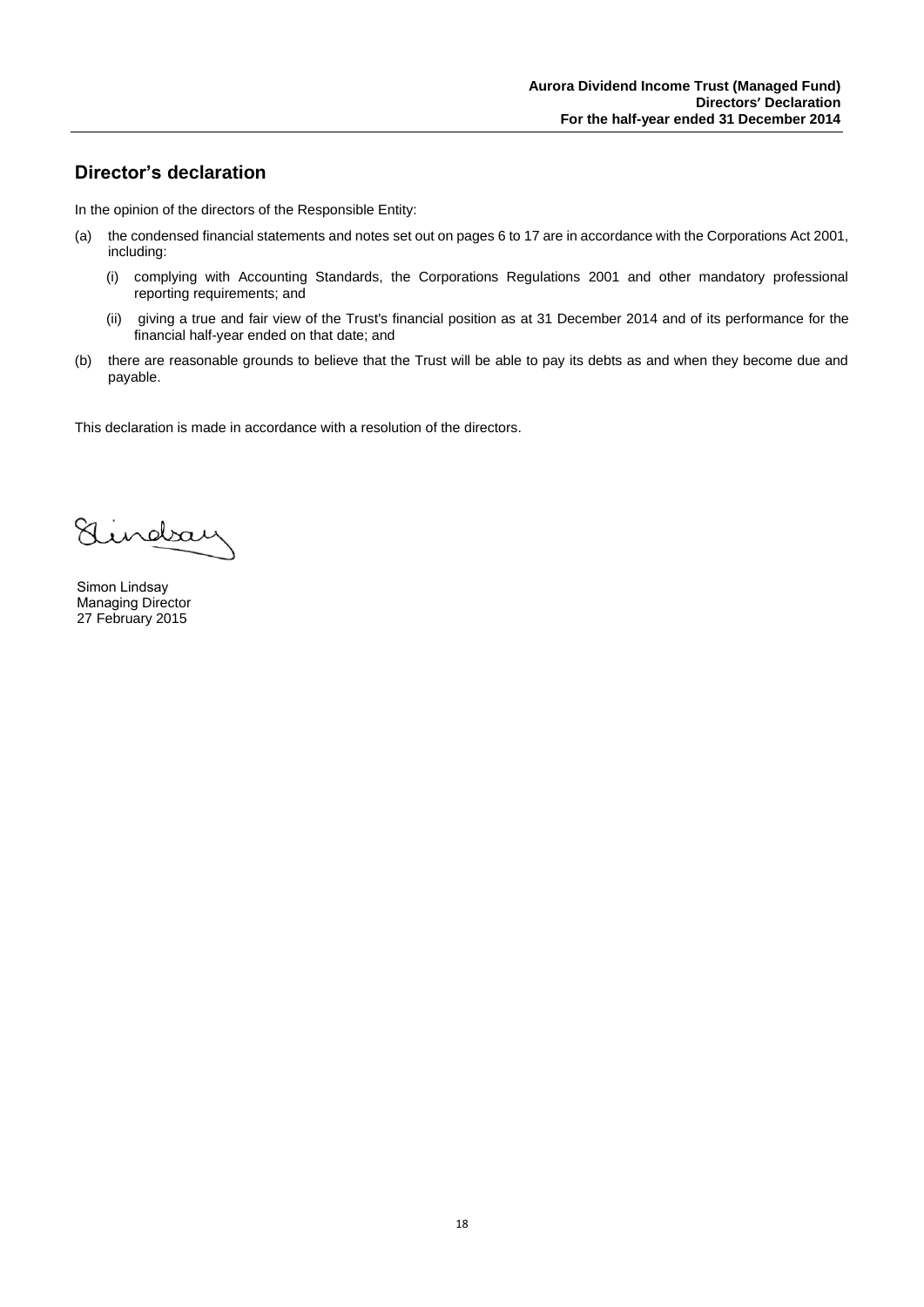## Director's declaration

In the opinion of the directors of the Responsible Entity:

(a) the condensed financial statements and notes set out on pages 6 to 17 are in accordance with the Corporations Act 2001, including:

   (i) complying with Accounting Standards, the Corporations Regulations 2001 and other mandatory professional reporting requirements; and

   (ii) giving a true and fair view of the Trust's financial position as at 31 December 2014 and of its performance for the financial half-year ended on that date; and

(b) there are reasonable grounds to believe that the Trust will be able to pay its debts as and when they become due and payable.

This declaration is made in accordance with a resolution of the directors.

Simon Lindsay
Managing Director
27 February 2015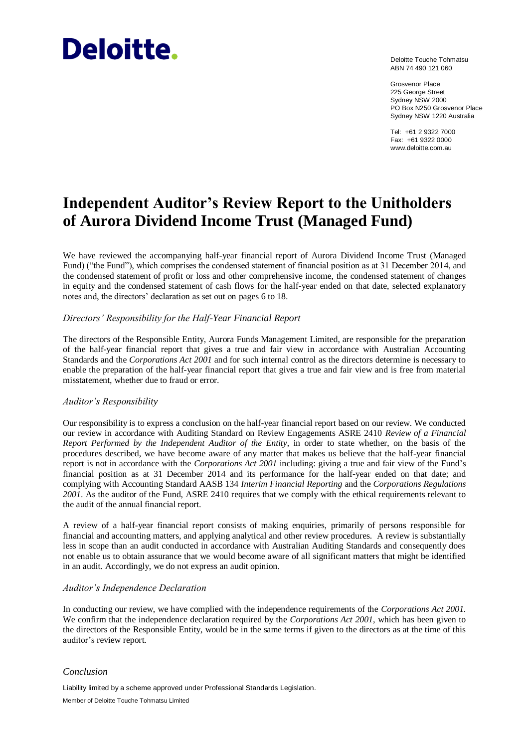Deloitte.

Deloitte Touche Tohmatsu
ABN 74 490 121 060

Grosvenor Place
225 George Street
Sydney NSW 2000
PO Box N250 Grosvenor Place
Sydney NSW 1220 Australia

Tel: +61 2 9322 7000
Fax: +61 9322 0000
www.deloitte.com.au

# Independent Auditor's Review Report to the Unitholders of Aurora Dividend Income Trust (Managed Fund)

We have reviewed the accompanying half-year financial report of Aurora Dividend Income Trust (Managed Fund) ("the Fund"), which comprises the condensed statement of financial position as at 31 December 2014, and the condensed statement of profit or loss and other comprehensive income, the condensed statement of changes in equity and the condensed statement of cash flows for the half-year ended on that date, selected explanatory notes and, the directors' declaration as set out on pages 6 to 18.

### *Directors' Responsibility for the Half-Year Financial Report*

The directors of the Responsible Entity, Aurora Funds Management Limited, are responsible for the preparation of the half-year financial report that gives a true and fair view in accordance with Australian Accounting Standards and the *Corporations Act 2001* and for such internal control as the directors determine is necessary to enable the preparation of the half-year financial report that gives a true and fair view and is free from material misstatement, whether due to fraud or error.

### *Auditor's Responsibility*

Our responsibility is to express a conclusion on the half-year financial report based on our review. We conducted our review in accordance with Auditing Standard on Review Engagements ASRE 2410 *Review of a Financial Report Performed by the Independent Auditor of the Entity*, in order to state whether, on the basis of the procedures described, we have become aware of any matter that makes us believe that the half-year financial report is not in accordance with the *Corporations Act 2001* including: giving a true and fair view of the Fund's financial position as at 31 December 2014 and its performance for the half-year ended on that date; and complying with Accounting Standard AASB 134 *Interim Financial Reporting* and the *Corporations Regulations 2001*. As the auditor of the Fund, ASRE 2410 requires that we comply with the ethical requirements relevant to the audit of the annual financial report.

A review of a half-year financial report consists of making enquiries, primarily of persons responsible for financial and accounting matters, and applying analytical and other review procedures. A review is substantially less in scope than an audit conducted in accordance with Australian Auditing Standards and consequently does not enable us to obtain assurance that we would become aware of all significant matters that might be identified in an audit. Accordingly, we do not express an audit opinion.

### *Auditor's Independence Declaration*

In conducting our review, we have complied with the independence requirements of the *Corporations Act 2001*. We confirm that the independence declaration required by the *Corporations Act 2001*, which has been given to the directors of the Responsible Entity, would be in the same terms if given to the directors as at the time of this auditor's review report.

### *Conclusion*

Liability limited by a scheme approved under Professional Standards Legislation.

Member of Deloitte Touche Tohmatsu Limited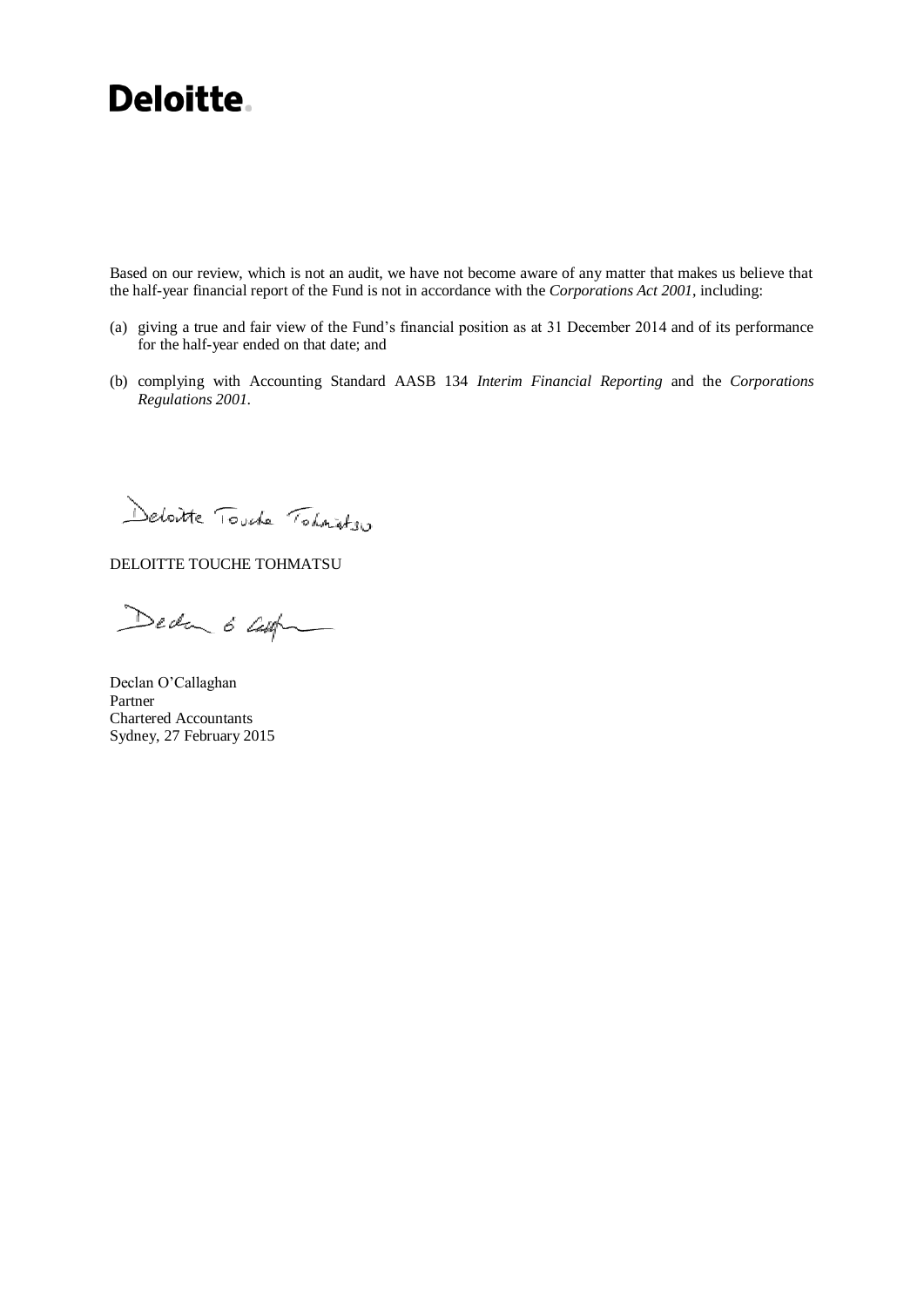Deloitte.

Based on our review, which is not an audit, we have not become aware of any matter that makes us believe that the half-year financial report of the Fund is not in accordance with the *Corporations Act 2001*, including:

(a) giving a true and fair view of the Fund's financial position as at 31 December 2014 and of its performance for the half-year ended on that date; and

(b) complying with Accounting Standard AASB 134 *Interim Financial Reporting* and the *Corporations Regulations 2001*.

Deloitte Touche Tohmatsu

DELOITTE TOUCHE TOHMATSU

Declan O'Callaghan
Partner
Chartered Accountants
Sydney, 27 February 2015